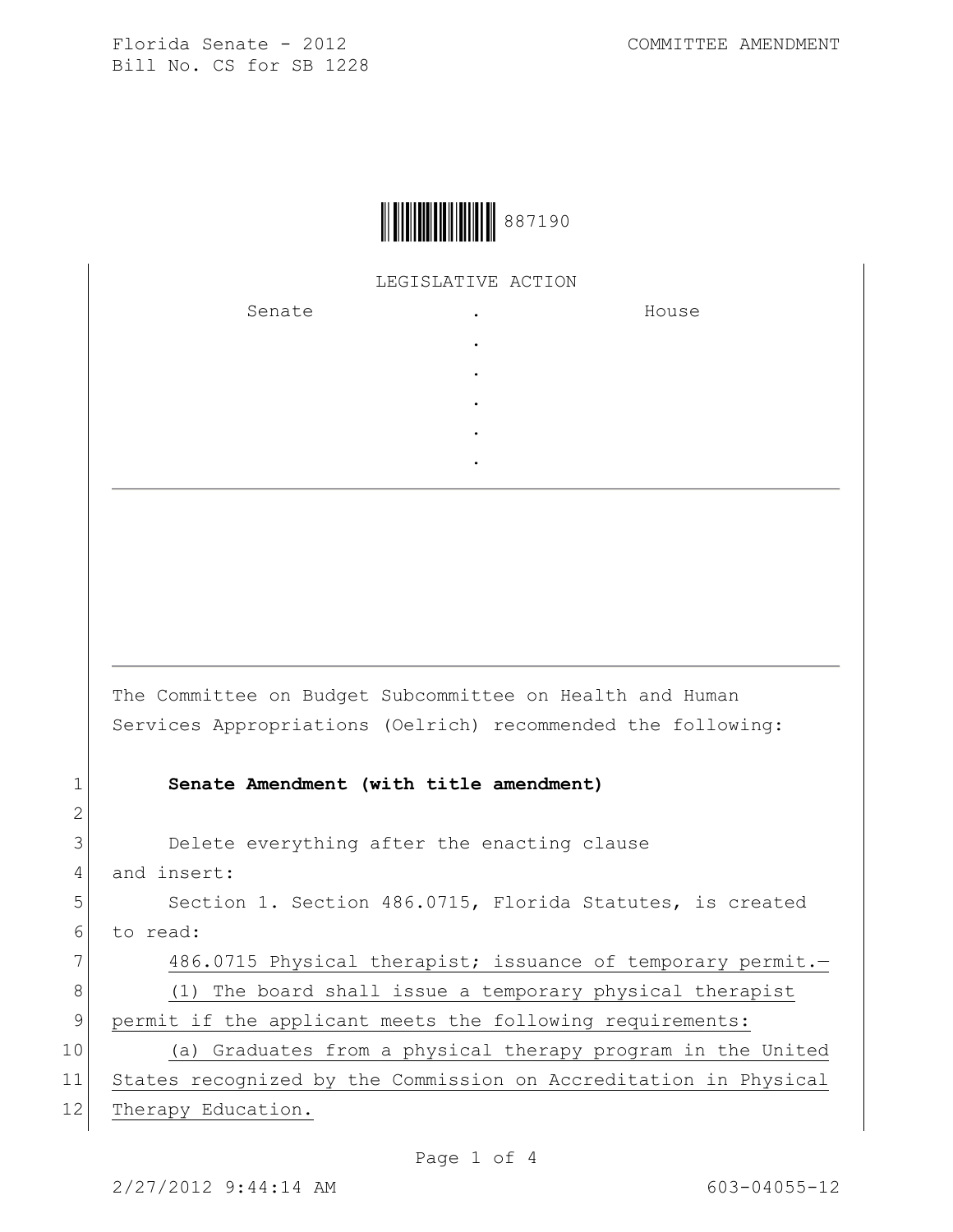Florida Senate - 2012
Bill No. CS for SB 1228

COMMITTEE AMENDMENT

887190

LEGISLATIVE ACTION

| Senate | . | House |
|---|---|---|
| | . | |
| | . | |
| | . | |
| | . | |
| | . | |

The Committee on Budget Subcommittee on Health and Human Services Appropriations (Oelrich) recommended the following:

1 **Senate Amendment (with title amendment)**

2

3 Delete everything after the enacting clause

4 and insert:

5 Section 1. Section 486.0715, Florida Statutes, is created

6 to read:

7 486.0715 Physical therapist; issuance of temporary permit.—

8 (1) The board shall issue a temporary physical therapist

9 permit if the applicant meets the following requirements:

10 (a) Graduates from a physical therapy program in the United

11 States recognized by the Commission on Accreditation in Physical

12 Therapy Education.

2/27/2012 9:44:14 AM 603-04055-12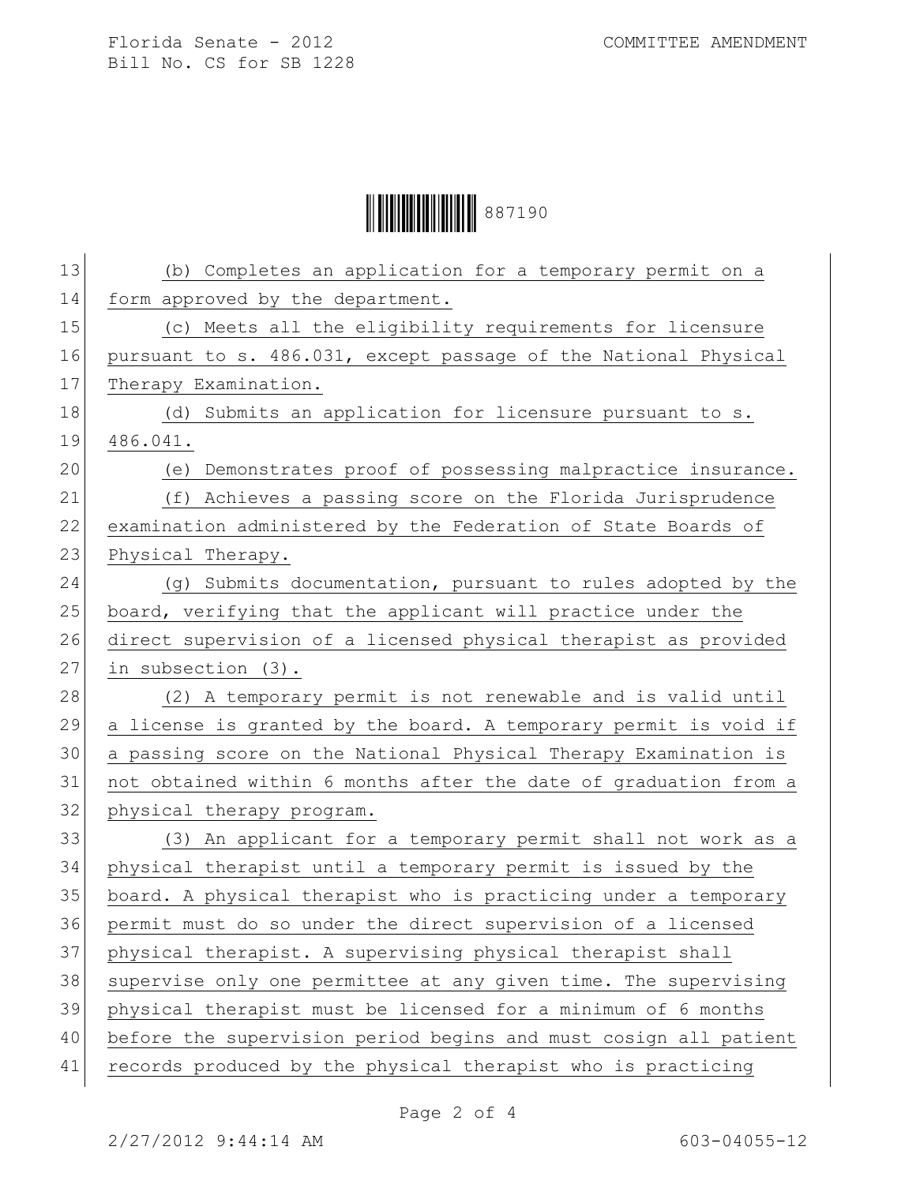(b) Completes an application for a temporary permit on a form approved by the department.

(c) Meets all the eligibility requirements for licensure pursuant to s. 486.031, except passage of the National Physical Therapy Examination.

(d) Submits an application for licensure pursuant to s. 486.041.

(e) Demonstrates proof of possessing malpractice insurance.

(f) Achieves a passing score on the Florida Jurisprudence examination administered by the Federation of State Boards of Physical Therapy.

(g) Submits documentation, pursuant to rules adopted by the board, verifying that the applicant will practice under the direct supervision of a licensed physical therapist as provided in subsection (3).

(2) A temporary permit is not renewable and is valid until a license is granted by the board. A temporary permit is void if a passing score on the National Physical Therapy Examination is not obtained within 6 months after the date of graduation from a physical therapy program.

(3) An applicant for a temporary permit shall not work as a physical therapist until a temporary permit is issued by the board. A physical therapist who is practicing under a temporary permit must do so under the direct supervision of a licensed physical therapist. A supervising physical therapist shall supervise only one permittee at any given time. The supervising physical therapist must be licensed for a minimum of 6 months before the supervision period begins and must cosign all patient records produced by the physical therapist who is practicing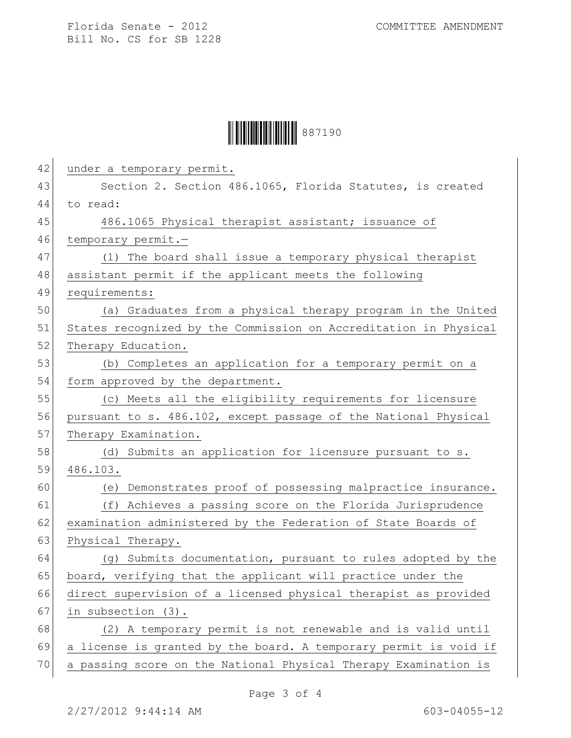under a temporary permit.

Section 2. Section 486.1065, Florida Statutes, is created to read:

486.1065 Physical therapist assistant; issuance of temporary permit.—

(1) The board shall issue a temporary physical therapist assistant permit if the applicant meets the following requirements:

(a) Graduates from a physical therapy program in the United States recognized by the Commission on Accreditation in Physical Therapy Education.

(b) Completes an application for a temporary permit on a form approved by the department.

(c) Meets all the eligibility requirements for licensure pursuant to s. 486.102, except passage of the National Physical Therapy Examination.

(d) Submits an application for licensure pursuant to s. 486.103.

(e) Demonstrates proof of possessing malpractice insurance.

(f) Achieves a passing score on the Florida Jurisprudence examination administered by the Federation of State Boards of Physical Therapy.

(g) Submits documentation, pursuant to rules adopted by the board, verifying that the applicant will practice under the direct supervision of a licensed physical therapist as provided in subsection (3).

(2) A temporary permit is not renewable and is valid until a license is granted by the board. A temporary permit is void if a passing score on the National Physical Therapy Examination is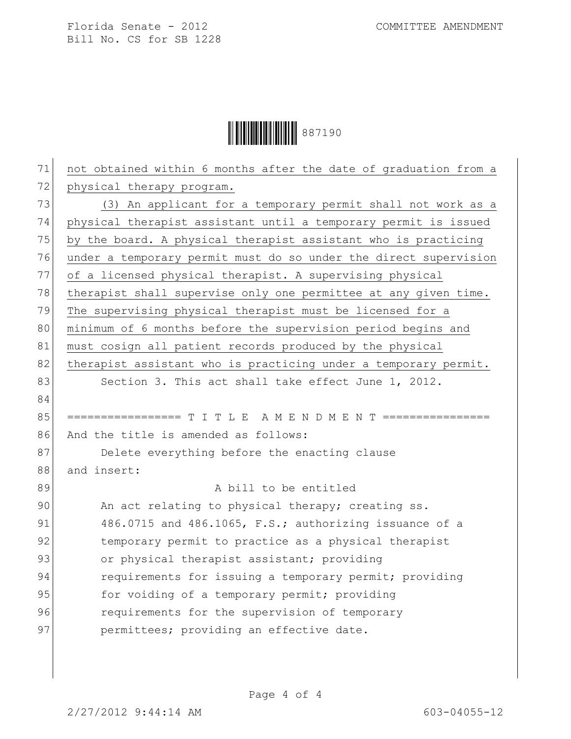not obtained within 6 months after the date of graduation from a physical therapy program.

(3) An applicant for a temporary permit shall not work as a physical therapist assistant until a temporary permit is issued by the board. A physical therapist assistant who is practicing under a temporary permit must do so under the direct supervision of a licensed physical therapist. A supervising physical therapist shall supervise only one permittee at any given time. The supervising physical therapist must be licensed for a minimum of 6 months before the supervision period begins and must cosign all patient records produced by the physical therapist assistant who is practicing under a temporary permit.

Section 3. This act shall take effect June 1, 2012.

================= T I T L E A M E N D M E N T ================

And the title is amended as follows:

Delete everything before the enacting clause and insert:

A bill to be entitled

An act relating to physical therapy; creating ss. 486.0715 and 486.1065, F.S.; authorizing issuance of a temporary permit to practice as a physical therapist or physical therapist assistant; providing requirements for issuing a temporary permit; providing for voiding of a temporary permit; providing requirements for the supervision of temporary permittees; providing an effective date.